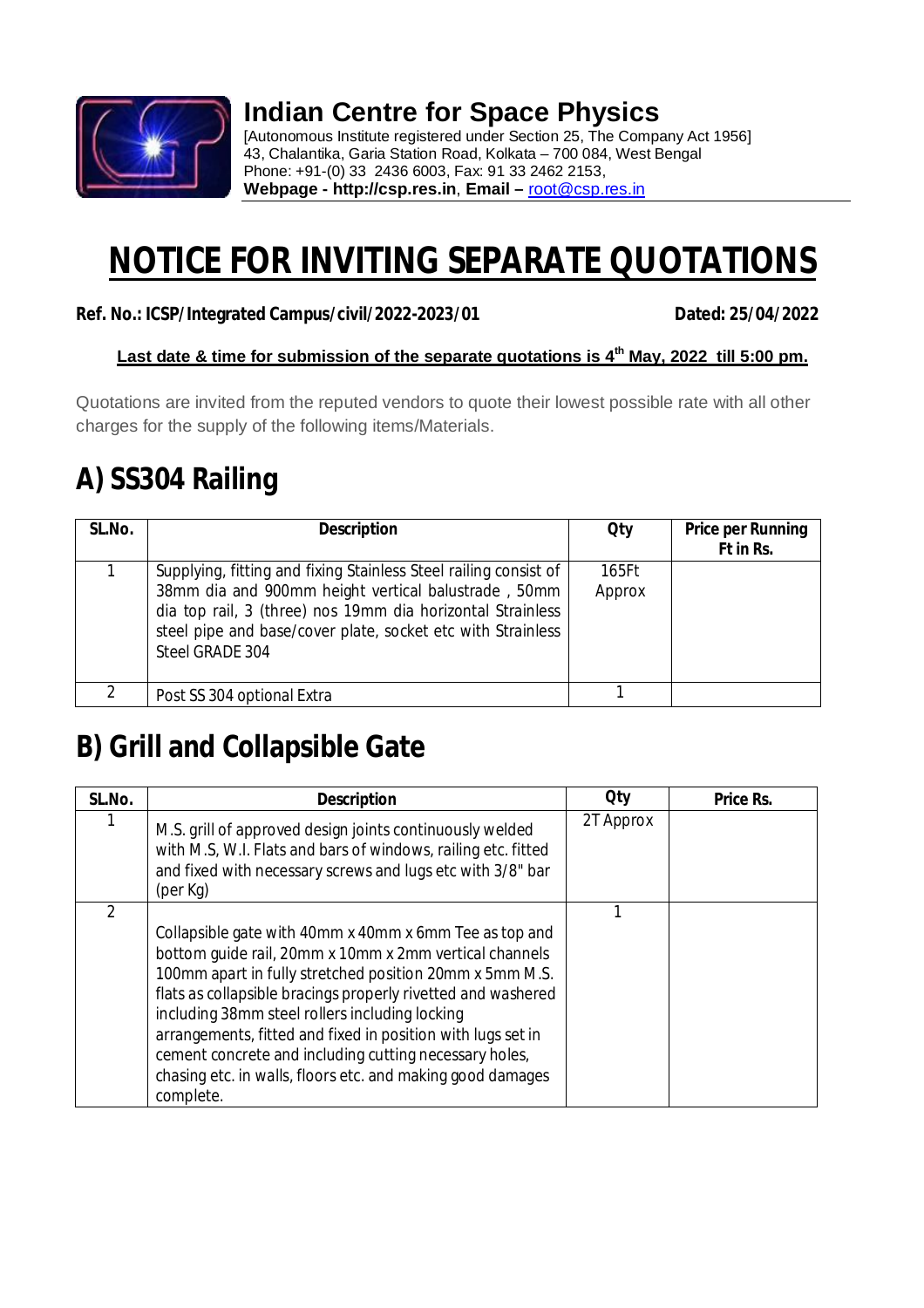# Indian Centre for Space Physics

[Autonomous Institute registered under Section 25, The Company Act 1956]
43, Chalantika, Garia Station Road, Kolkata – 700 084, West Bengal
Phone: +91-(0) 33 2436 6003, Fax: 91 33 2462 2153,
**Webpage - http://csp.res.in**, **Email –** root@csp.res.in

# NOTICE FOR INVITING SEPARATE QUOTATIONS

**Ref. No.: ICSP/Integrated Campus/civil/2022-2023/01** **Dated: 25/04/2022**

**Last date & time for submission of the separate quotations is 4th May, 2022 till 5:00 pm.**

Quotations are invited from the reputed vendors to quote their lowest possible rate with all other charges for the supply of the following items/Materials.

## A) SS304 Railing

| SL.No. | Description | Qty | Price per Running Ft in Rs. |
|---|---|---|---|
| 1 | Supplying, fitting and fixing Stainless Steel railing consist of 38mm dia and 900mm height vertical balustrade , 50mm dia top rail, 3 (three) nos 19mm dia horizontal Strainless steel pipe and base/cover plate, socket etc with Strainless Steel GRADE 304 | 165Ft Approx | |
| 2 | Post SS 304 optional Extra | 1 | |

## B) Grill and Collapsible Gate

| SL.No. | Description | Qty | Price Rs. |
|---|---|---|---|
| 1 | M.S. grill of approved design joints continuously welded with M.S, W.I. Flats and bars of windows, railing etc. fitted and fixed with necessary screws and lugs etc with 3/8" bar (per Kg) | 2T Approx | |
| 2 | Collapsible gate with 40mm x 40mm x 6mm Tee as top and bottom guide rail, 20mm x 10mm x 2mm vertical channels 100mm apart in fully stretched position 20mm x 5mm M.S. flats as collapsible bracings properly rivetted and washered including 38mm steel rollers including locking arrangements, fitted and fixed in position with lugs set in cement concrete and including cutting necessary holes, chasing etc. in walls, floors etc. and making good damages complete. | 1 | |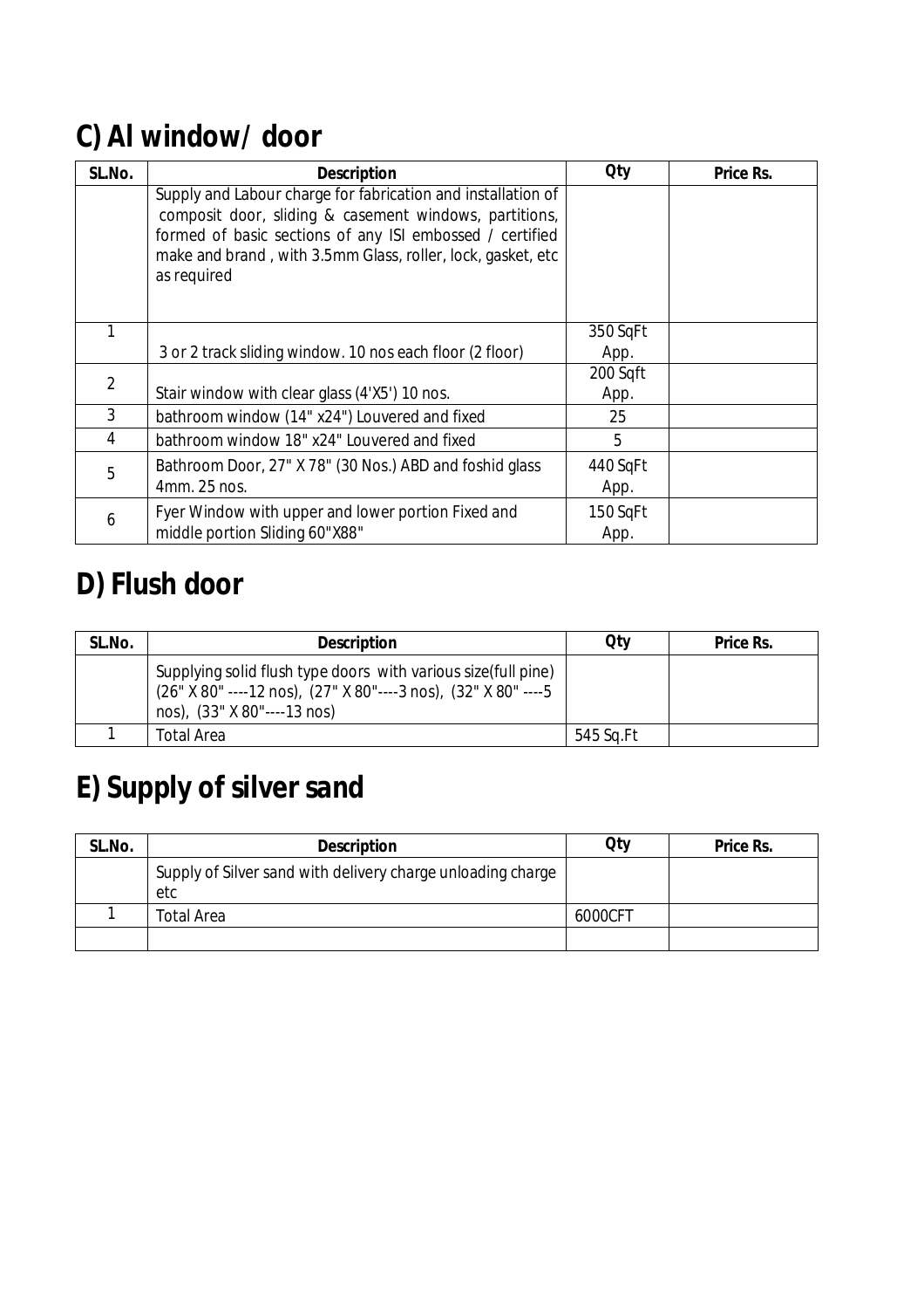## C) Al window/ door

| SL.No. | Description | Qty | Price Rs. |
|---|---|---|---|
| | Supply and Labour charge for fabrication and installation of composit door, sliding & casement windows, partitions, formed of basic sections of any ISI embossed / certified make and brand , with 3.5mm Glass, roller, lock, gasket, etc as required | | |
| 1 | 3 or 2 track sliding window. 10 nos each floor (2 floor) | 350 SqFt App. | |
| 2 | Stair window with clear glass (4'X5') 10 nos. | 200 Sqft App. | |
| 3 | bathroom window (14" x24") Louvered and fixed | 25 | |
| 4 | bathroom window 18" x24" Louvered and fixed | 5 | |
| 5 | Bathroom Door, 27" X 78" (30 Nos.) ABD and foshid glass 4mm. 25 nos. | 440 SqFt App. | |
| 6 | Fyer Window with upper and lower portion Fixed and middle portion Sliding 60"X88" | 150 SqFt App. | |

## D) Flush door

| SL.No. | Description | Qty | Price Rs. |
|---|---|---|---|
| | Supplying solid flush type doors with various size(full pine) (26" X 80" ----12 nos), (27" X 80"----3 nos), (32" X 80" ----5 nos), (33" X 80"----13 nos) | | |
| 1 | Total Area | 545 Sq.Ft | |

## E) Supply of silver sand

| SL.No. | Description | Qty | Price Rs. |
|---|---|---|---|
| | Supply of Silver sand with delivery charge unloading charge etc | | |
| 1 | Total Area | 6000CFT | |
| | | | |